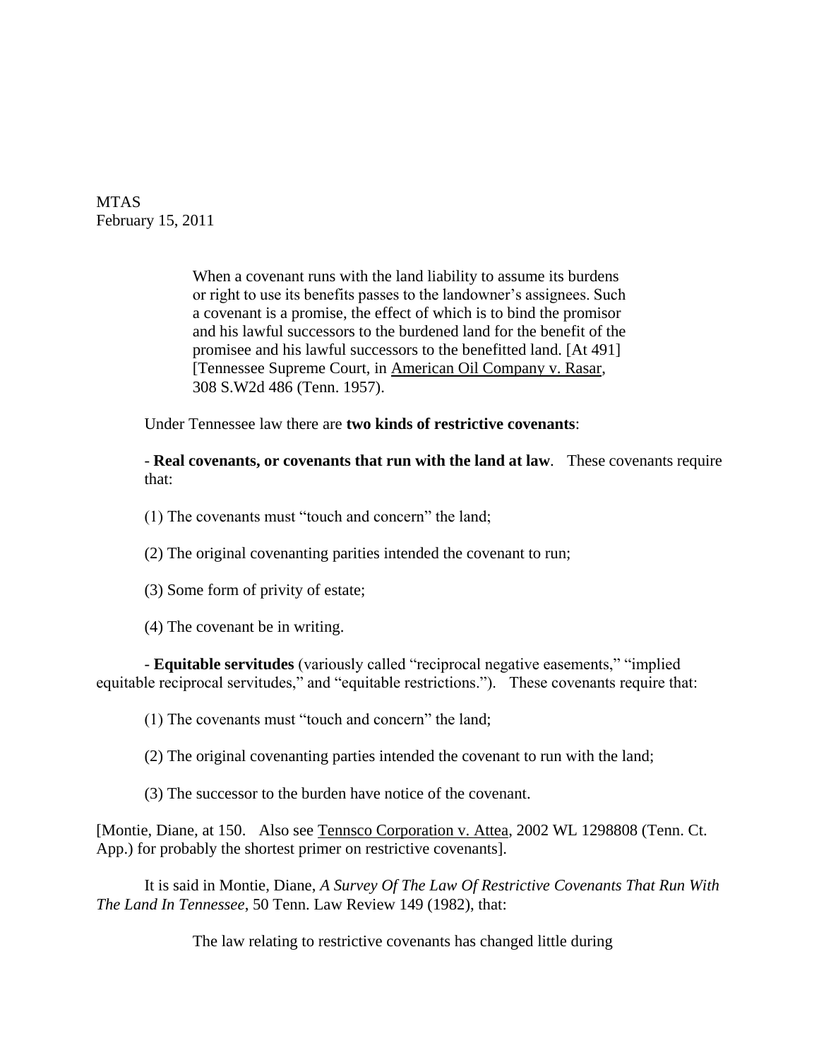MTAS
February 15, 2011

> When a covenant runs with the land liability to assume its burdens or right to use its benefits passes to the landowner's assignees. Such a covenant is a promise, the effect of which is to bind the promisor and his lawful successors to the burdened land for the benefit of the promisee and his lawful successors to the benefitted land. [At 491] [Tennessee Supreme Court, in American Oil Company v. Rasar, 308 S.W2d 486 (Tenn. 1957).

Under Tennessee law there are **two kinds of restrictive covenants**:

- **Real covenants, or covenants that run with the land at law**. These covenants require that:

(1) The covenants must "touch and concern" the land;

(2) The original covenanting parities intended the covenant to run;

(3) Some form of privity of estate;

(4) The covenant be in writing.

- **Equitable servitudes** (variously called "reciprocal negative easements," "implied equitable reciprocal servitudes," and "equitable restrictions."). These covenants require that:

(1) The covenants must "touch and concern" the land;

(2) The original covenanting parties intended the covenant to run with the land;

(3) The successor to the burden have notice of the covenant.

[Montie, Diane, at 150. Also see Tennsco Corporation v. Attea, 2002 WL 1298808 (Tenn. Ct. App.) for probably the shortest primer on restrictive covenants].

It is said in Montie, Diane, *A Survey Of The Law Of Restrictive Covenants That Run With The Land In Tennessee*, 50 Tenn. Law Review 149 (1982), that:

> The law relating to restrictive covenants has changed little during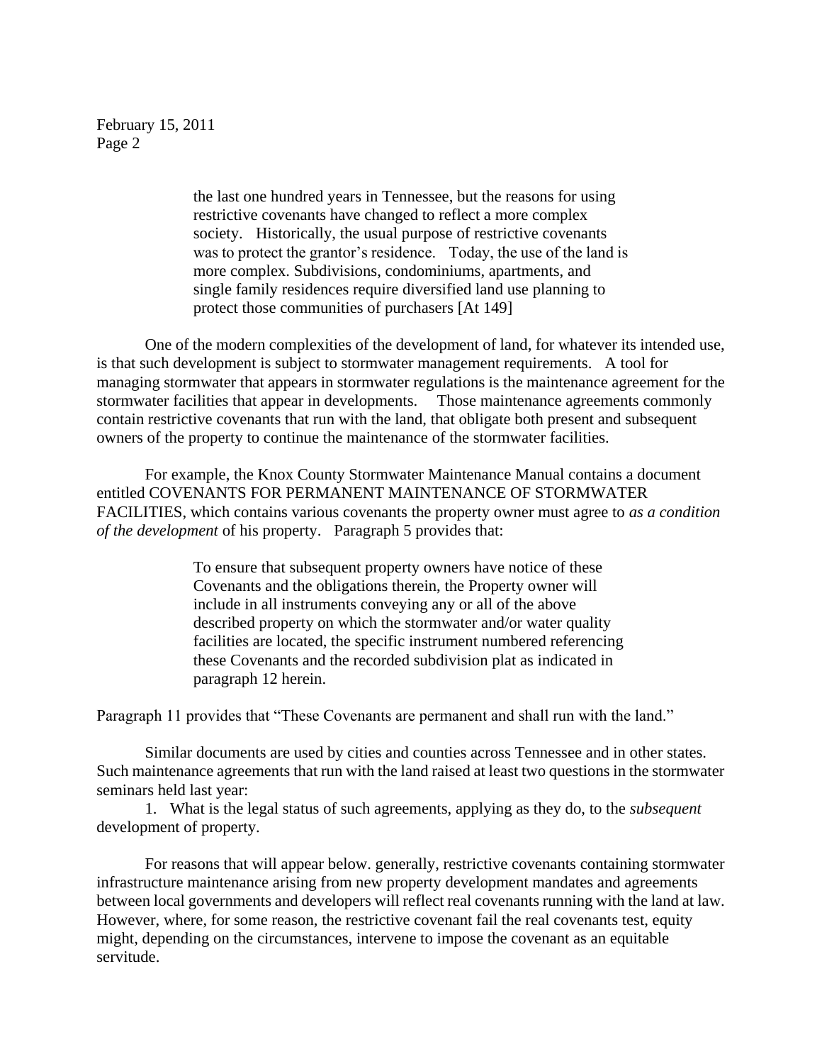> the last one hundred years in Tennessee, but the reasons for using restrictive covenants have changed to reflect a more complex society. Historically, the usual purpose of restrictive covenants was to protect the grantor's residence. Today, the use of the land is more complex. Subdivisions, condominiums, apartments, and single family residences require diversified land use planning to protect those communities of purchasers [At 149]

One of the modern complexities of the development of land, for whatever its intended use, is that such development is subject to stormwater management requirements. A tool for managing stormwater that appears in stormwater regulations is the maintenance agreement for the stormwater facilities that appear in developments. Those maintenance agreements commonly contain restrictive covenants that run with the land, that obligate both present and subsequent owners of the property to continue the maintenance of the stormwater facilities.

For example, the Knox County Stormwater Maintenance Manual contains a document entitled COVENANTS FOR PERMANENT MAINTENANCE OF STORMWATER FACILITIES, which contains various covenants the property owner must agree to *as a condition of the development* of his property. Paragraph 5 provides that:

> To ensure that subsequent property owners have notice of these Covenants and the obligations therein, the Property owner will include in all instruments conveying any or all of the above described property on which the stormwater and/or water quality facilities are located, the specific instrument numbered referencing these Covenants and the recorded subdivision plat as indicated in paragraph 12 herein.

Paragraph 11 provides that "These Covenants are permanent and shall run with the land."

Similar documents are used by cities and counties across Tennessee and in other states. Such maintenance agreements that run with the land raised at least two questions in the stormwater seminars held last year:

1. What is the legal status of such agreements, applying as they do, to the *subsequent* development of property.

For reasons that will appear below. generally, restrictive covenants containing stormwater infrastructure maintenance arising from new property development mandates and agreements between local governments and developers will reflect real covenants running with the land at law. However, where, for some reason, the restrictive covenant fail the real covenants test, equity might, depending on the circumstances, intervene to impose the covenant as an equitable servitude.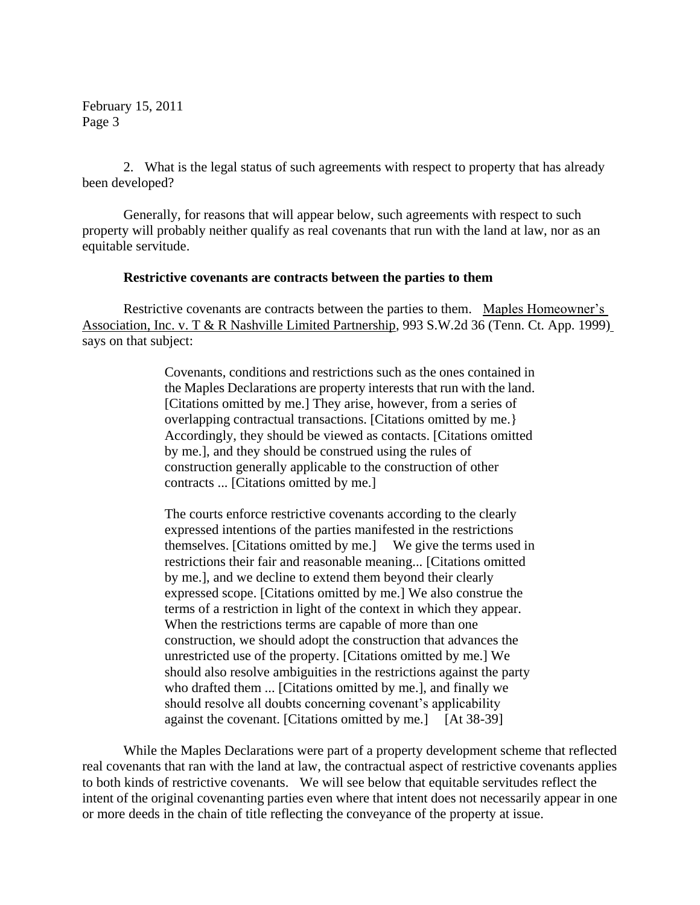2. What is the legal status of such agreements with respect to property that has already been developed?

Generally, for reasons that will appear below, such agreements with respect to such property will probably neither qualify as real covenants that run with the land at law, nor as an equitable servitude.

**Restrictive covenants are contracts between the parties to them**

Restrictive covenants are contracts between the parties to them. Maples Homeowner's Association, Inc. v. T & R Nashville Limited Partnership, 993 S.W.2d 36 (Tenn. Ct. App. 1999) says on that subject:

> Covenants, conditions and restrictions such as the ones contained in the Maples Declarations are property interests that run with the land. [Citations omitted by me.] They arise, however, from a series of overlapping contractual transactions. [Citations omitted by me.} Accordingly, they should be viewed as contacts. [Citations omitted by me.], and they should be construed using the rules of construction generally applicable to the construction of other contracts ... [Citations omitted by me.]
>
> The courts enforce restrictive covenants according to the clearly expressed intentions of the parties manifested in the restrictions themselves. [Citations omitted by me.] We give the terms used in restrictions their fair and reasonable meaning... [Citations omitted by me.], and we decline to extend them beyond their clearly expressed scope. [Citations omitted by me.] We also construe the terms of a restriction in light of the context in which they appear. When the restrictions terms are capable of more than one construction, we should adopt the construction that advances the unrestricted use of the property. [Citations omitted by me.] We should also resolve ambiguities in the restrictions against the party who drafted them ... [Citations omitted by me.], and finally we should resolve all doubts concerning covenant's applicability against the covenant. [Citations omitted by me.] [At 38-39]

While the Maples Declarations were part of a property development scheme that reflected real covenants that ran with the land at law, the contractual aspect of restrictive covenants applies to both kinds of restrictive covenants. We will see below that equitable servitudes reflect the intent of the original covenanting parties even where that intent does not necessarily appear in one or more deeds in the chain of title reflecting the conveyance of the property at issue.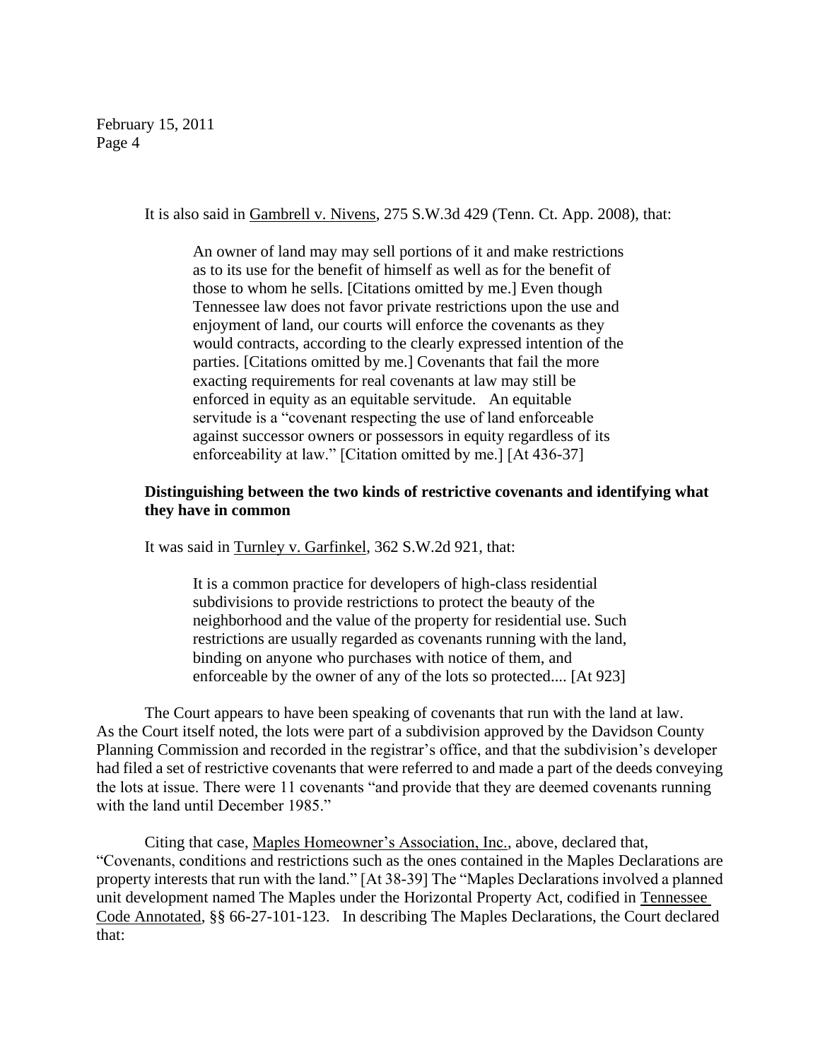It is also said in Gambrell v. Nivens, 275 S.W.3d 429 (Tenn. Ct. App. 2008), that:

> An owner of land may may sell portions of it and make restrictions as to its use for the benefit of himself as well as for the benefit of those to whom he sells. [Citations omitted by me.] Even though Tennessee law does not favor private restrictions upon the use and enjoyment of land, our courts will enforce the covenants as they would contracts, according to the clearly expressed intention of the parties. [Citations omitted by me.] Covenants that fail the more exacting requirements for real covenants at law may still be enforced in equity as an equitable servitude. An equitable servitude is a "covenant respecting the use of land enforceable against successor owners or possessors in equity regardless of its enforceability at law." [Citation omitted by me.] [At 436-37]

**Distinguishing between the two kinds of restrictive covenants and identifying what they have in common**

It was said in Turnley v. Garfinkel, 362 S.W.2d 921, that:

> It is a common practice for developers of high-class residential subdivisions to provide restrictions to protect the beauty of the neighborhood and the value of the property for residential use. Such restrictions are usually regarded as covenants running with the land, binding on anyone who purchases with notice of them, and enforceable by the owner of any of the lots so protected.... [At 923]

The Court appears to have been speaking of covenants that run with the land at law. As the Court itself noted, the lots were part of a subdivision approved by the Davidson County Planning Commission and recorded in the registrar's office, and that the subdivision's developer had filed a set of restrictive covenants that were referred to and made a part of the deeds conveying the lots at issue. There were 11 covenants "and provide that they are deemed covenants running with the land until December 1985."

Citing that case, Maples Homeowner's Association, Inc., above, declared that, "Covenants, conditions and restrictions such as the ones contained in the Maples Declarations are property interests that run with the land." [At 38-39] The "Maples Declarations involved a planned unit development named The Maples under the Horizontal Property Act, codified in Tennessee Code Annotated, §§ 66-27-101-123. In describing The Maples Declarations, the Court declared that: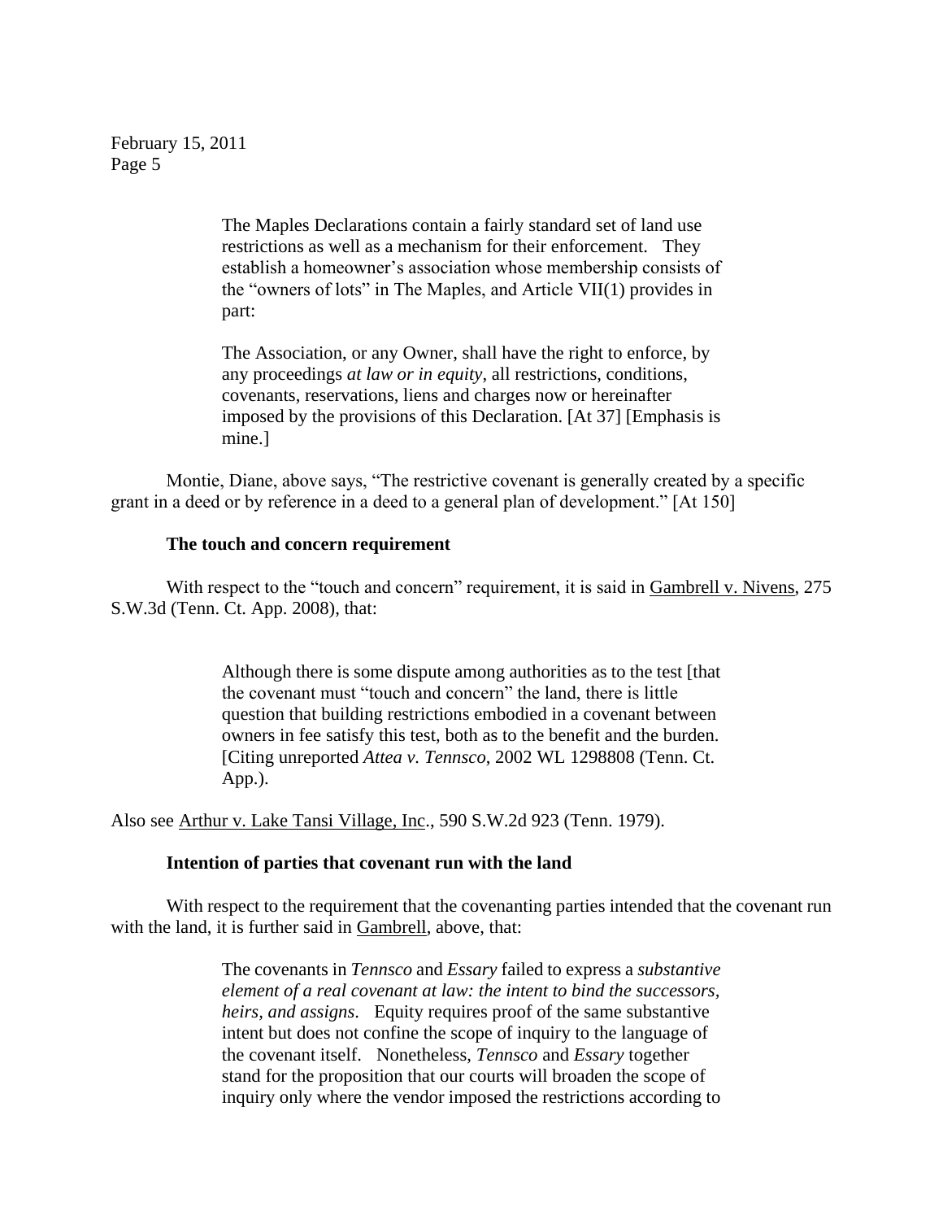> The Maples Declarations contain a fairly standard set of land use restrictions as well as a mechanism for their enforcement. They establish a homeowner's association whose membership consists of the "owners of lots" in The Maples, and Article VII(1) provides in part:
>
> The Association, or any Owner, shall have the right to enforce, by any proceedings *at law or in equity*, all restrictions, conditions, covenants, reservations, liens and charges now or hereinafter imposed by the provisions of this Declaration. [At 37] [Emphasis is mine.]

Montie, Diane, above says, "The restrictive covenant is generally created by a specific grant in a deed or by reference in a deed to a general plan of development." [At 150]

**The touch and concern requirement**

With respect to the "touch and concern" requirement, it is said in Gambrell v. Nivens, 275 S.W.3d (Tenn. Ct. App. 2008), that:

> Although there is some dispute among authorities as to the test [that the covenant must "touch and concern" the land, there is little question that building restrictions embodied in a covenant between owners in fee satisfy this test, both as to the benefit and the burden. [Citing unreported *Attea v. Tennsco*, 2002 WL 1298808 (Tenn. Ct. App.).

Also see Arthur v. Lake Tansi Village, Inc., 590 S.W.2d 923 (Tenn. 1979).

**Intention of parties that covenant run with the land**

With respect to the requirement that the covenanting parties intended that the covenant run with the land, it is further said in Gambrell, above, that:

> The covenants in *Tennsco* and *Essary* failed to express a *substantive element of a real covenant at law: the intent to bind the successors, heirs, and assigns*. Equity requires proof of the same substantive intent but does not confine the scope of inquiry to the language of the covenant itself. Nonetheless, *Tennsco* and *Essary* together stand for the proposition that our courts will broaden the scope of inquiry only where the vendor imposed the restrictions according to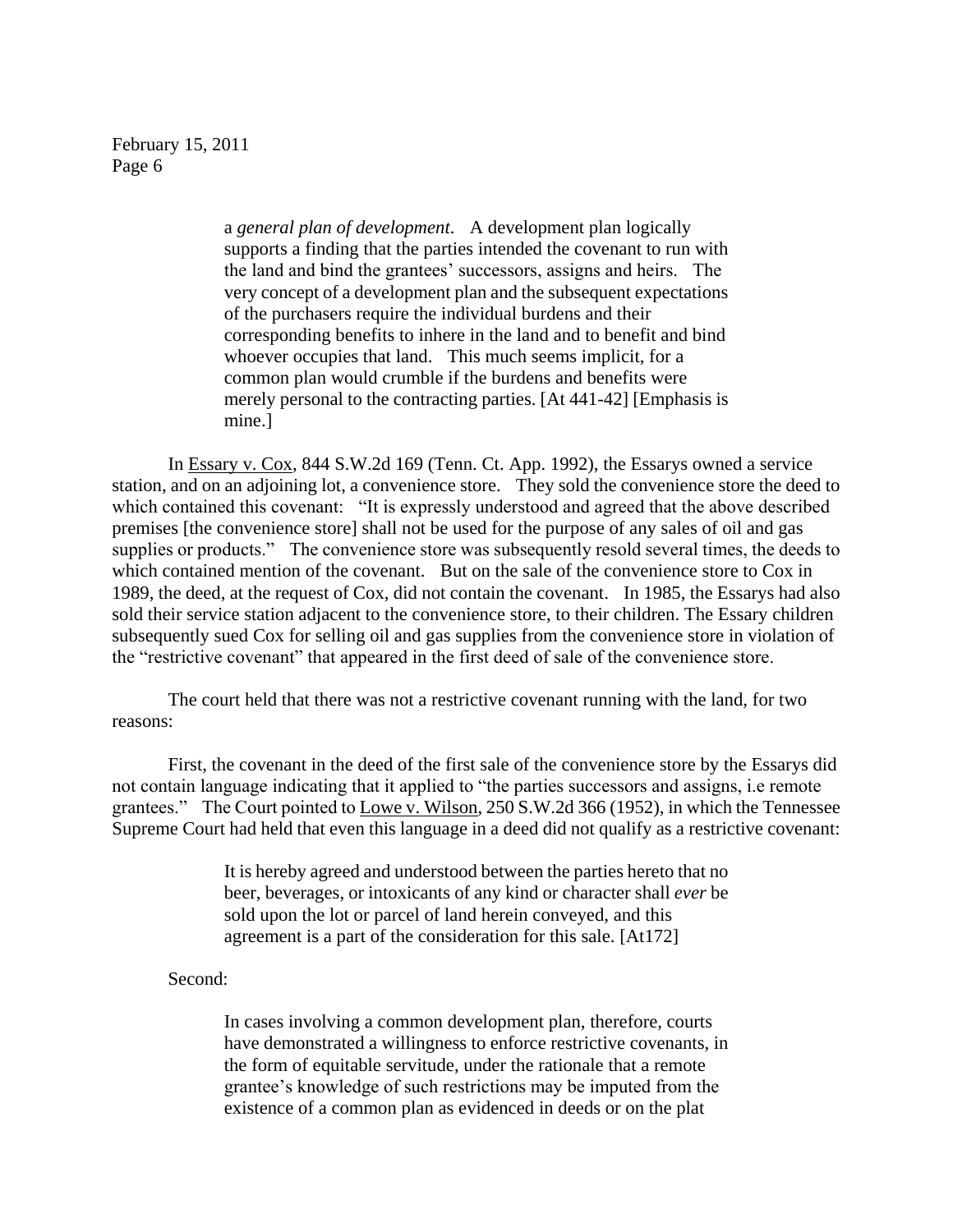a *general plan of development*. A development plan logically supports a finding that the parties intended the covenant to run with the land and bind the grantees' successors, assigns and heirs. The very concept of a development plan and the subsequent expectations of the purchasers require the individual burdens and their corresponding benefits to inhere in the land and to benefit and bind whoever occupies that land. This much seems implicit, for a common plan would crumble if the burdens and benefits were merely personal to the contracting parties. [At 441-42] [Emphasis is mine.]

In Essary v. Cox, 844 S.W.2d 169 (Tenn. Ct. App. 1992), the Essarys owned a service station, and on an adjoining lot, a convenience store. They sold the convenience store the deed to which contained this covenant: "It is expressly understood and agreed that the above described premises [the convenience store] shall not be used for the purpose of any sales of oil and gas supplies or products." The convenience store was subsequently resold several times, the deeds to which contained mention of the covenant. But on the sale of the convenience store to Cox in 1989, the deed, at the request of Cox, did not contain the covenant. In 1985, the Essarys had also sold their service station adjacent to the convenience store, to their children. The Essary children subsequently sued Cox for selling oil and gas supplies from the convenience store in violation of the "restrictive covenant" that appeared in the first deed of sale of the convenience store.

The court held that there was not a restrictive covenant running with the land, for two reasons:

First, the covenant in the deed of the first sale of the convenience store by the Essarys did not contain language indicating that it applied to "the parties successors and assigns, i.e remote grantees." The Court pointed to Lowe v. Wilson, 250 S.W.2d 366 (1952), in which the Tennessee Supreme Court had held that even this language in a deed did not qualify as a restrictive covenant:

> It is hereby agreed and understood between the parties hereto that no beer, beverages, or intoxicants of any kind or character shall *ever* be sold upon the lot or parcel of land herein conveyed, and this agreement is a part of the consideration for this sale. [At172]

Second:

> In cases involving a common development plan, therefore, courts have demonstrated a willingness to enforce restrictive covenants, in the form of equitable servitude, under the rationale that a remote grantee's knowledge of such restrictions may be imputed from the existence of a common plan as evidenced in deeds or on the plat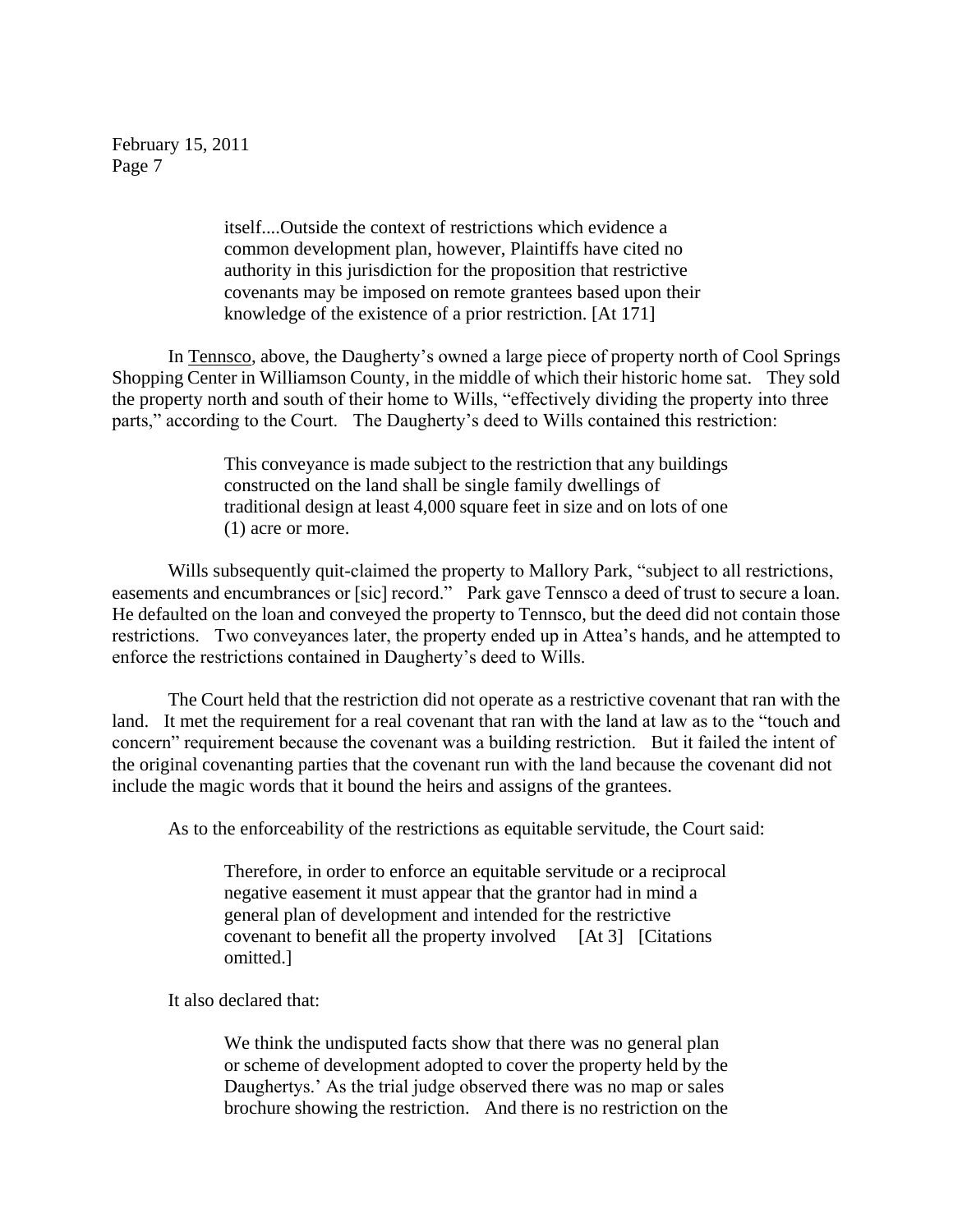itself....Outside the context of restrictions which evidence a common development plan, however, Plaintiffs have cited no authority in this jurisdiction for the proposition that restrictive covenants may be imposed on remote grantees based upon their knowledge of the existence of a prior restriction. [At 171]

In Tennsco, above, the Daugherty's owned a large piece of property north of Cool Springs Shopping Center in Williamson County, in the middle of which their historic home sat. They sold the property north and south of their home to Wills, "effectively dividing the property into three parts," according to the Court. The Daugherty's deed to Wills contained this restriction:

> This conveyance is made subject to the restriction that any buildings constructed on the land shall be single family dwellings of traditional design at least 4,000 square feet in size and on lots of one (1) acre or more.

Wills subsequently quit-claimed the property to Mallory Park, "subject to all restrictions, easements and encumbrances or [sic] record." Park gave Tennsco a deed of trust to secure a loan. He defaulted on the loan and conveyed the property to Tennsco, but the deed did not contain those restrictions. Two conveyances later, the property ended up in Attea's hands, and he attempted to enforce the restrictions contained in Daugherty's deed to Wills.

The Court held that the restriction did not operate as a restrictive covenant that ran with the land. It met the requirement for a real covenant that ran with the land at law as to the "touch and concern" requirement because the covenant was a building restriction. But it failed the intent of the original covenanting parties that the covenant run with the land because the covenant did not include the magic words that it bound the heirs and assigns of the grantees.

As to the enforceability of the restrictions as equitable servitude, the Court said:

> Therefore, in order to enforce an equitable servitude or a reciprocal negative easement it must appear that the grantor had in mind a general plan of development and intended for the restrictive covenant to benefit all the property involved [At 3] [Citations omitted.]

It also declared that:

> We think the undisputed facts show that there was no general plan or scheme of development adopted to cover the property held by the Daughertys.' As the trial judge observed there was no map or sales brochure showing the restriction. And there is no restriction on the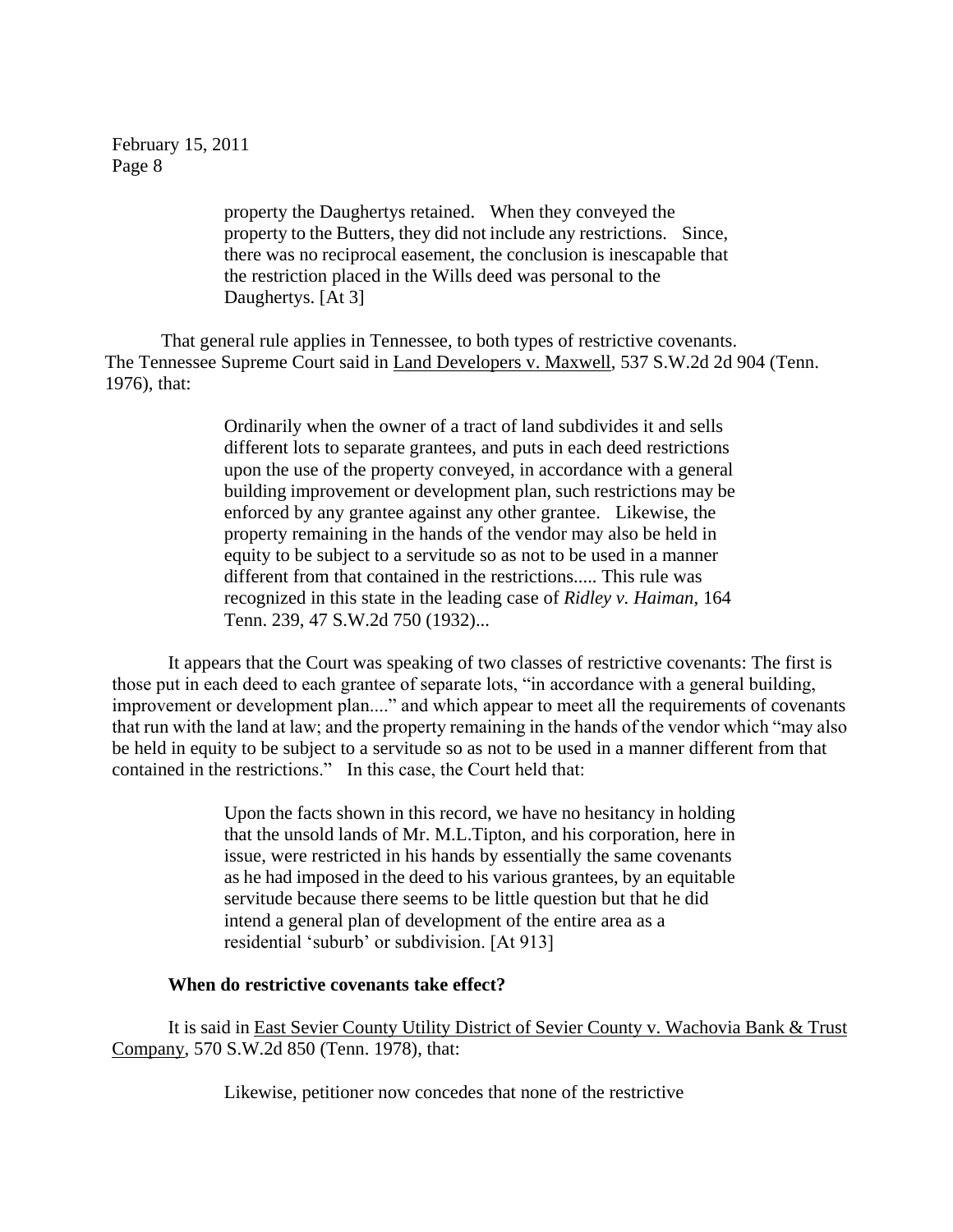> property the Daughertys retained. When they conveyed the property to the Butters, they did not include any restrictions. Since, there was no reciprocal easement, the conclusion is inescapable that the restriction placed in the Wills deed was personal to the Daughertys. [At 3]

That general rule applies in Tennessee, to both types of restrictive covenants. The Tennessee Supreme Court said in Land Developers v. Maxwell, 537 S.W.2d 2d 904 (Tenn. 1976), that:

> Ordinarily when the owner of a tract of land subdivides it and sells different lots to separate grantees, and puts in each deed restrictions upon the use of the property conveyed, in accordance with a general building improvement or development plan, such restrictions may be enforced by any grantee against any other grantee. Likewise, the property remaining in the hands of the vendor may also be held in equity to be subject to a servitude so as not to be used in a manner different from that contained in the restrictions..... This rule was recognized in this state in the leading case of *Ridley v. Haiman*, 164 Tenn. 239, 47 S.W.2d 750 (1932)...

It appears that the Court was speaking of two classes of restrictive covenants: The first is those put in each deed to each grantee of separate lots, "in accordance with a general building, improvement or development plan...." and which appear to meet all the requirements of covenants that run with the land at law; and the property remaining in the hands of the vendor which "may also be held in equity to be subject to a servitude so as not to be used in a manner different from that contained in the restrictions." In this case, the Court held that:

> Upon the facts shown in this record, we have no hesitancy in holding that the unsold lands of Mr. M.L.Tipton, and his corporation, here in issue, were restricted in his hands by essentially the same covenants as he had imposed in the deed to his various grantees, by an equitable servitude because there seems to be little question but that he did intend a general plan of development of the entire area as a residential 'suburb' or subdivision. [At 913]

**When do restrictive covenants take effect?**

It is said in East Sevier County Utility District of Sevier County v. Wachovia Bank & Trust Company, 570 S.W.2d 850 (Tenn. 1978), that:

> Likewise, petitioner now concedes that none of the restrictive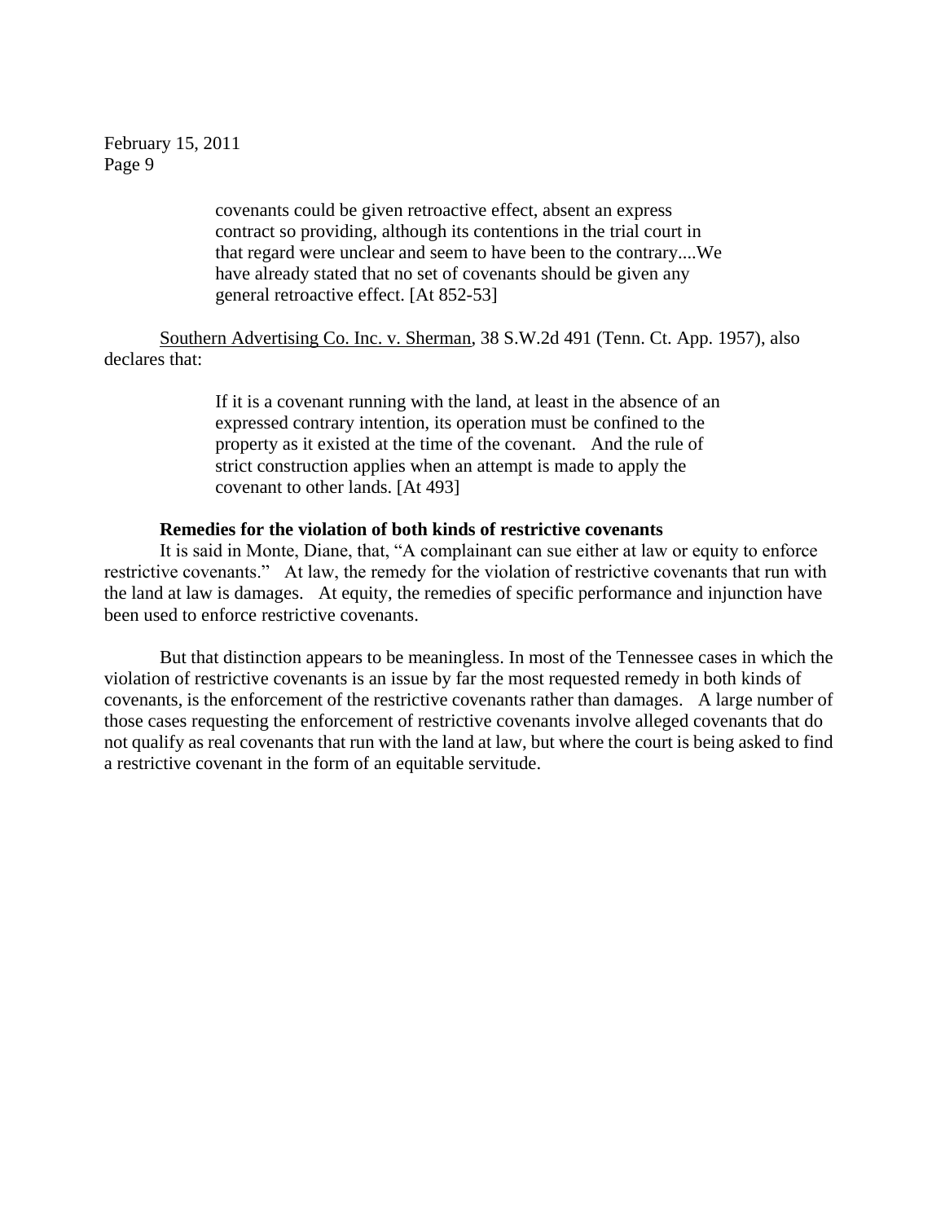> covenants could be given retroactive effect, absent an express contract so providing, although its contentions in the trial court in that regard were unclear and seem to have been to the contrary....We have already stated that no set of covenants should be given any general retroactive effect. [At 852-53]

Southern Advertising Co. Inc. v. Sherman, 38 S.W.2d 491 (Tenn. Ct. App. 1957), also declares that:

> If it is a covenant running with the land, at least in the absence of an expressed contrary intention, its operation must be confined to the property as it existed at the time of the covenant. And the rule of strict construction applies when an attempt is made to apply the covenant to other lands. [At 493]

**Remedies for the violation of both kinds of restrictive covenants**

It is said in Monte, Diane, that, "A complainant can sue either at law or equity to enforce restrictive covenants." At law, the remedy for the violation of restrictive covenants that run with the land at law is damages. At equity, the remedies of specific performance and injunction have been used to enforce restrictive covenants.

But that distinction appears to be meaningless. In most of the Tennessee cases in which the violation of restrictive covenants is an issue by far the most requested remedy in both kinds of covenants, is the enforcement of the restrictive covenants rather than damages. A large number of those cases requesting the enforcement of restrictive covenants involve alleged covenants that do not qualify as real covenants that run with the land at law, but where the court is being asked to find a restrictive covenant in the form of an equitable servitude.